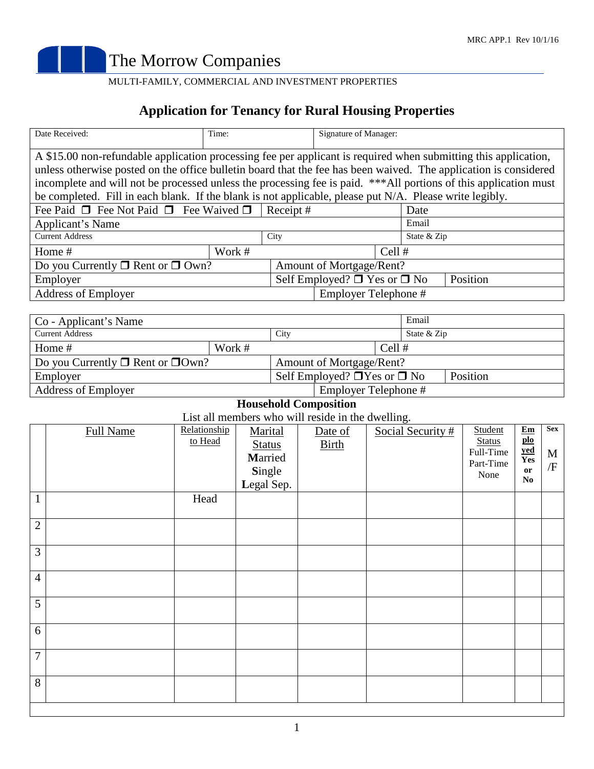MRC APP.1 Rev 10/1/16

# The Morrow Companies

MULTI-FAMILY, COMMERCIAL AND INVESTMENT PROPERTIES

## Application for Tenancy for Rural Housing Properties

| Date Received: | Time: | Signature of Manager: |
|---|---|---|

A $15.00 non-refundable application processing fee per applicant is required when submitting this application, unless otherwise posted on the office bulletin board that the fee has been waived. The application is considered incomplete and will not be processed unless the processing fee is paid. ***All portions of this application must be completed. Fill in each blank. If the blank is not applicable, please put N/A. Please write legibly.

| | | |
|---|---|---|
| Fee Paid ❒ Fee Not Paid ❒ Fee Waived ❒ | Receipt # | Date |
| Applicant's Name | | Email |
| Current Address | City | State & Zip |
| Home # | Work # | Cell # |
| Do you Currently ❒ Rent or ❒ Own? | Amount of Mortgage/Rent? | |
| Employer | Self Employed? ❒ Yes or ❒ No | Position |
| Address of Employer | Employer Telephone # | |

| | | |
|---|---|---|
| Co - Applicant's Name | | Email |
| Current Address | City | State & Zip |
| Home # | Work # | Cell # |
| Do you Currently ❒ Rent or ❒Own? | Amount of Mortgage/Rent? | |
| Employer | Self Employed? ❒Yes or ❒ No | Position |
| Address of Employer | Employer Telephone # | |

**Household Composition**

List all members who will reside in the dwelling.

| | Full Name | Relationship to Head | Marital Status **M**arried **S**ingle **L**egal Sep. | Date of Birth | Social Security # | Student Status Full-Time Part-Time None | **Employed Yes or No** | **Sex** M/F |
|---|---|---|---|---|---|---|---|---|
| 1 | | Head | | | | | | |
| 2 | | | | | | | | |
| 3 | | | | | | | | |
| 4 | | | | | | | | |
| 5 | | | | | | | | |
| 6 | | | | | | | | |
| 7 | | | | | | | | |
| 8 | | | | | | | | |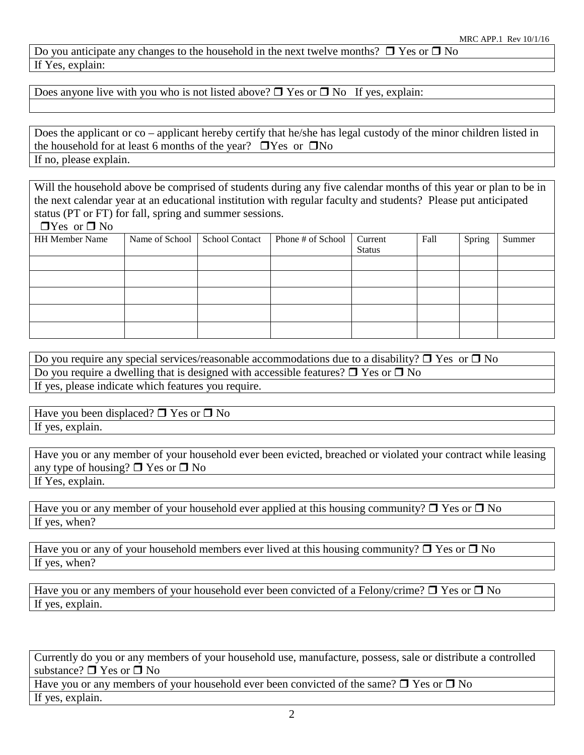Do you anticipate any changes to the household in the next twelve months? ❒ Yes or ❒ No

If Yes, explain:

Does anyone live with you who is not listed above? ❒ Yes or ❒ No If yes, explain:

Does the applicant or co – applicant hereby certify that he/she has legal custody of the minor children listed in the household for at least 6 months of the year? ❒Yes or ❒No

If no, please explain.

Will the household above be comprised of students during any five calendar months of this year or plan to be in the next calendar year at an educational institution with regular faculty and students? Please put anticipated status (PT or FT) for fall, spring and summer sessions.

❒Yes or ❒ No

| HH Member Name | Name of School | School Contact | Phone # of School | Current Status | Fall | Spring | Summer |
|---|---|---|---|---|---|---|---|
| | | | | | | | |
| | | | | | | | |
| | | | | | | | |
| | | | | | | | |
| | | | | | | | |

Do you require any special services/reasonable accommodations due to a disability? ❒ Yes or ❒ No

Do you require a dwelling that is designed with accessible features? ❒ Yes or ❒ No

If yes, please indicate which features you require.

Have you been displaced? ❒ Yes or ❒ No

If yes, explain.

Have you or any member of your household ever been evicted, breached or violated your contract while leasing any type of housing? ❒ Yes or ❒ No

If Yes, explain.

Have you or any member of your household ever applied at this housing community? ❒ Yes or ❒ No

If yes, when?

Have you or any of your household members ever lived at this housing community? ❒ Yes or ❒ No

If yes, when?

Have you or any members of your household ever been convicted of a Felony/crime? ❒ Yes or ❒ No

If yes, explain.

Currently do you or any members of your household use, manufacture, possess, sale or distribute a controlled substance? ❒ Yes or ❒ No

Have you or any members of your household ever been convicted of the same? ❒ Yes or ❒ No

If yes, explain.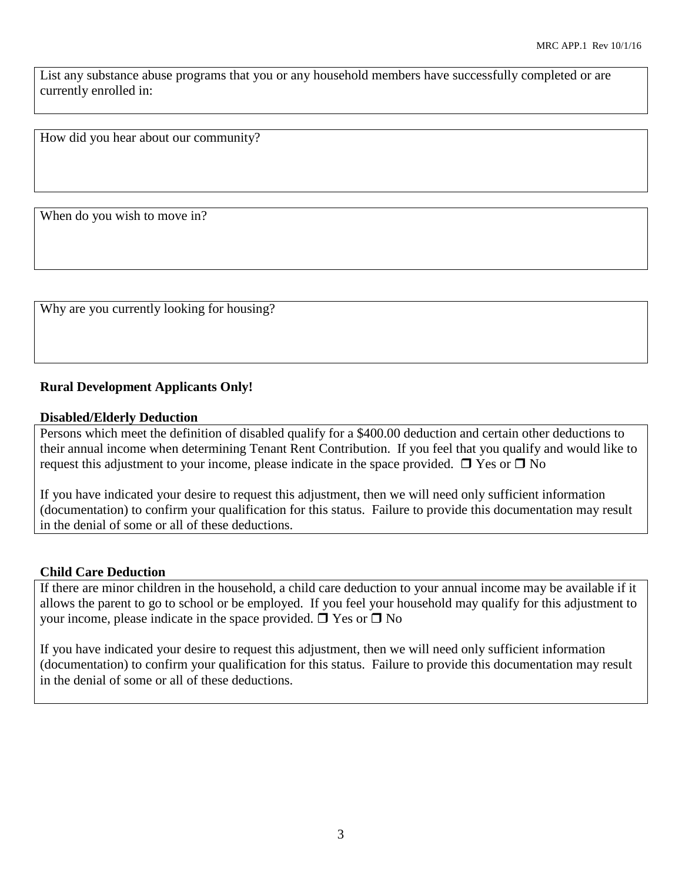List any substance abuse programs that you or any household members have successfully completed or are currently enrolled in:

How did you hear about our community?

When do you wish to move in?

Why are you currently looking for housing?

**Rural Development Applicants Only!**

**Disabled/Elderly Deduction**

Persons which meet the definition of disabled qualify for a $400.00 deduction and certain other deductions to their annual income when determining Tenant Rent Contribution. If you feel that you qualify and would like to request this adjustment to your income, please indicate in the space provided. ❒ Yes or ❒ No

If you have indicated your desire to request this adjustment, then we will need only sufficient information (documentation) to confirm your qualification for this status. Failure to provide this documentation may result in the denial of some or all of these deductions.

**Child Care Deduction**

If there are minor children in the household, a child care deduction to your annual income may be available if it allows the parent to go to school or be employed. If you feel your household may qualify for this adjustment to your income, please indicate in the space provided. ❒ Yes or ❒ No

If you have indicated your desire to request this adjustment, then we will need only sufficient information (documentation) to confirm your qualification for this status. Failure to provide this documentation may result in the denial of some or all of these deductions.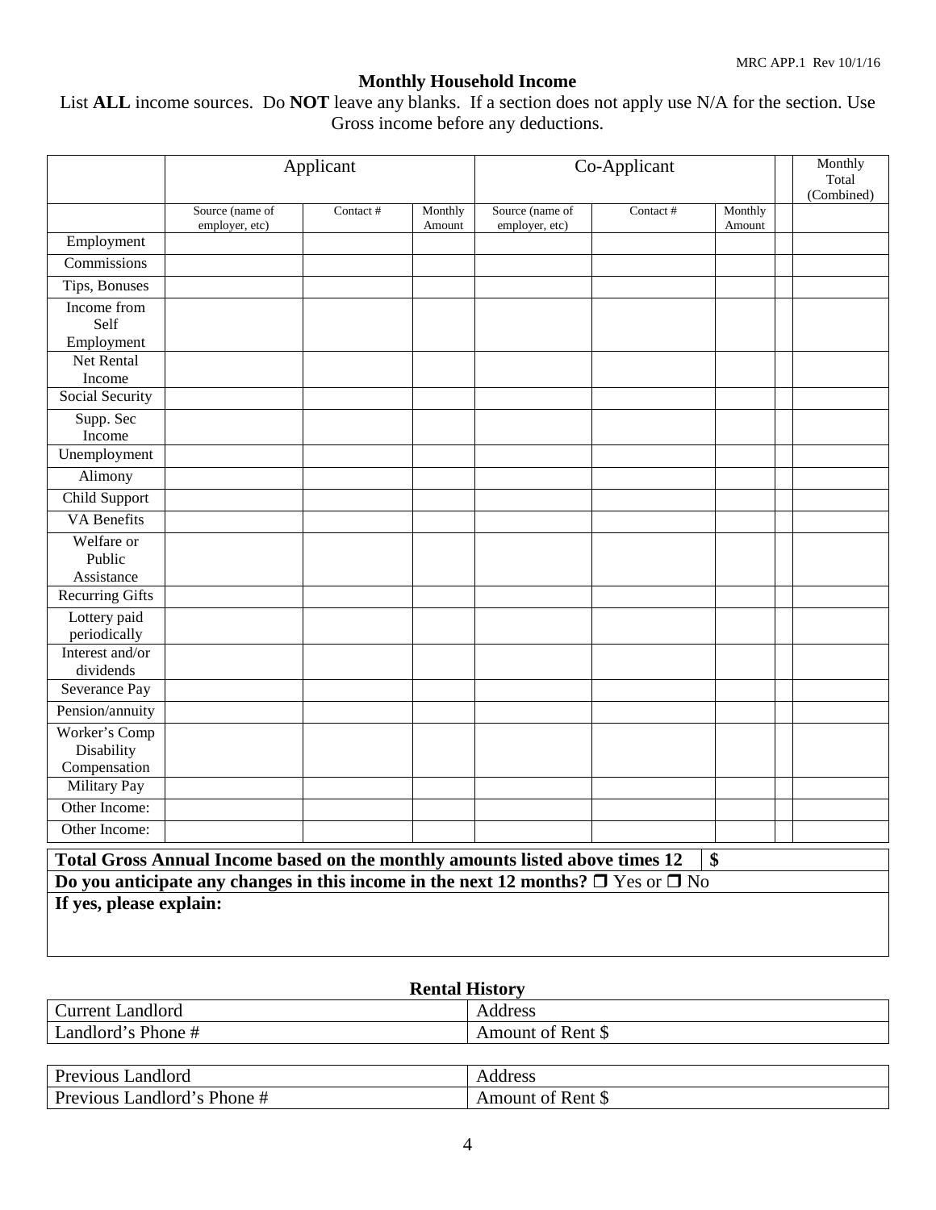MRC APP.1 Rev 10/1/16

## Monthly Household Income

List **ALL** income sources. Do **NOT** leave any blanks. If a section does not apply use N/A for the section. Use Gross income before any deductions.

| | Applicant | | | Co-Applicant | | | | Monthly Total (Combined) |
|---|---|---|---|---|---|---|---|---|
| | Source (name of employer, etc) | Contact # | Monthly Amount | Source (name of employer, etc) | Contact # | Monthly Amount | | |
| Employment | | | | | | | | |
| Commissions | | | | | | | | |
| Tips, Bonuses | | | | | | | | |
| Income from Self Employment | | | | | | | | |
| Net Rental Income | | | | | | | | |
| Social Security | | | | | | | | |
| Supp. Sec Income | | | | | | | | |
| Unemployment | | | | | | | | |
| Alimony | | | | | | | | |
| Child Support | | | | | | | | |
| VA Benefits | | | | | | | | |
| Welfare or Public Assistance | | | | | | | | |
| Recurring Gifts | | | | | | | | |
| Lottery paid periodically | | | | | | | | |
| Interest and/or dividends | | | | | | | | |
| Severance Pay | | | | | | | | |
| Pension/annuity | | | | | | | | |
| Worker's Comp Disability Compensation | | | | | | | | |
| Military Pay | | | | | | | | |
| Other Income: | | | | | | | | |
| Other Income: | | | | | | | | |

**Total Gross Annual Income based on the monthly amounts listed above times 12** | **$**

**Do you anticipate any changes in this income in the next 12 months?** ☐ Yes or ☐ No

**If yes, please explain:**

### Rental History

| Current Landlord | Address |
|---|---|
| Landlord's Phone # | Amount of Rent $ |

| Previous Landlord | Address |
|---|---|
| Previous Landlord's Phone # | Amount of Rent $ |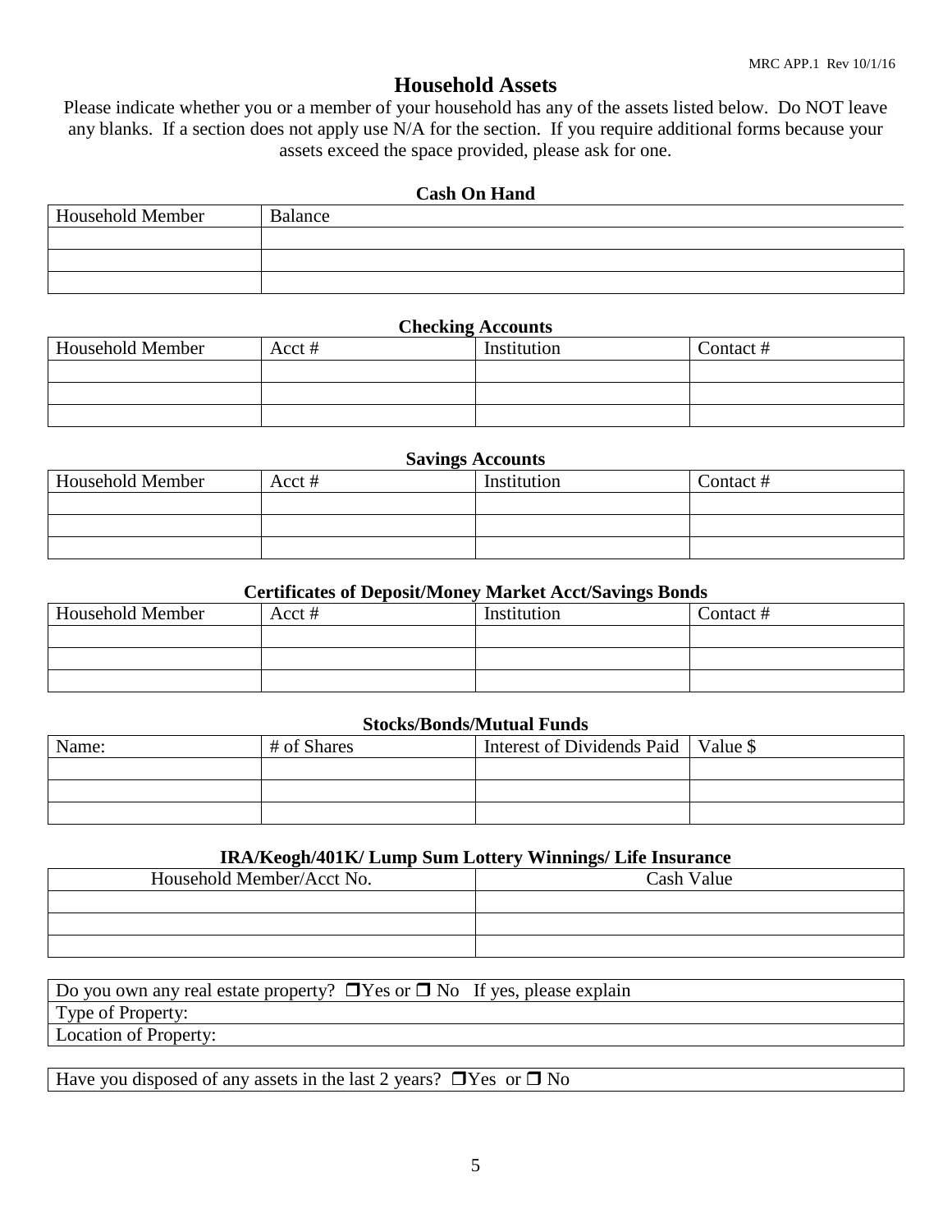MRC APP.1 Rev 10/1/16

# Household Assets

Please indicate whether you or a member of your household has any of the assets listed below. Do NOT leave any blanks. If a section does not apply use N/A for the section. If you require additional forms because your assets exceed the space provided, please ask for one.

### Cash On Hand

| Household Member | Balance |
|---|---|
| | |
| | |
| | |

### Checking Accounts

| Household Member | Acct # | Institution | Contact # |
|---|---|---|---|
| | | | |
| | | | |
| | | | |

### Savings Accounts

| Household Member | Acct # | Institution | Contact # |
|---|---|---|---|
| | | | |
| | | | |
| | | | |

### Certificates of Deposit/Money Market Acct/Savings Bonds

| Household Member | Acct # | Institution | Contact # |
|---|---|---|---|
| | | | |
| | | | |
| | | | |

### Stocks/Bonds/Mutual Funds

| Name: | # of Shares | Interest of Dividends Paid | Value $ |
|---|---|---|---|
| | | | |
| | | | |
| | | | |

### IRA/Keogh/401K/ Lump Sum Lottery Winnings/ Life Insurance

| Household Member/Acct No. | Cash Value |
|---|---|
| | |
| | |
| | |

| Do you own any real estate property? ❐Yes or ❐ No If yes, please explain |
|---|
| Type of Property: |
| Location of Property: |

| Have you disposed of any assets in the last 2 years? ❐Yes or ❐ No |
|---|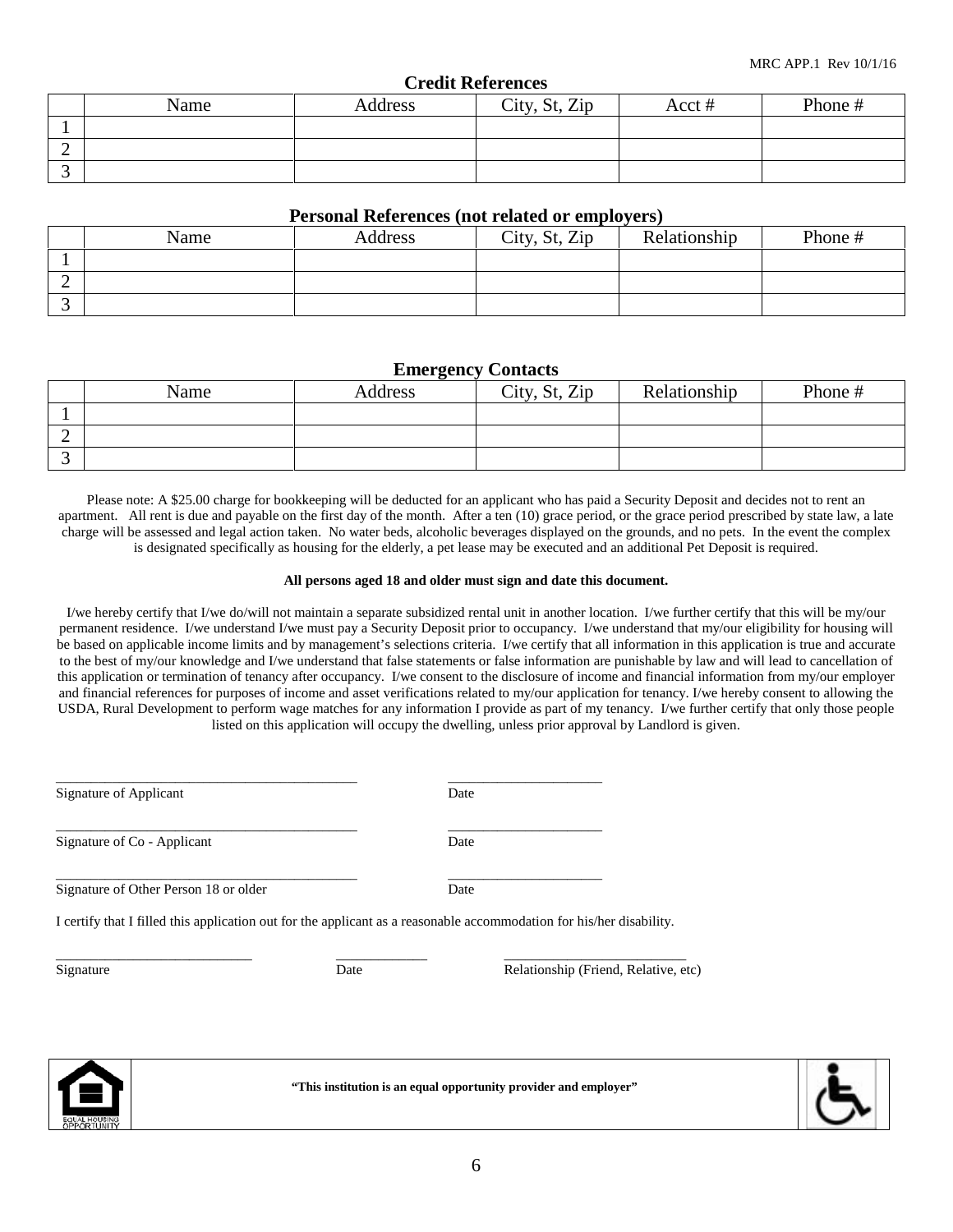MRC APP.1 Rev 10/1/16

### Credit References

| | Name | Address | City, St, Zip | Acct # | Phone # |
|---|---|---|---|---|---|
| 1 | | | | | |
| 2 | | | | | |
| 3 | | | | | |

### Personal References (not related or employers)

| | Name | Address | City, St, Zip | Relationship | Phone # |
|---|---|---|---|---|---|
| 1 | | | | | |
| 2 | | | | | |
| 3 | | | | | |

### Emergency Contacts

| | Name | Address | City, St, Zip | Relationship | Phone # |
|---|---|---|---|---|---|
| 1 | | | | | |
| 2 | | | | | |
| 3 | | | | | |

Please note: A $25.00 charge for bookkeeping will be deducted for an applicant who has paid a Security Deposit and decides not to rent an apartment. All rent is due and payable on the first day of the month. After a ten (10) grace period, or the grace period prescribed by state law, a late charge will be assessed and legal action taken. No water beds, alcoholic beverages displayed on the grounds, and no pets. In the event the complex is designated specifically as housing for the elderly, a pet lease may be executed and an additional Pet Deposit is required.

**All persons aged 18 and older must sign and date this document.**

I/we hereby certify that I/we do/will not maintain a separate subsidized rental unit in another location. I/we further certify that this will be my/our permanent residence. I/we understand I/we must pay a Security Deposit prior to occupancy. I/we understand that my/our eligibility for housing will be based on applicable income limits and by management's selections criteria. I/we certify that all information in this application is true and accurate to the best of my/our knowledge and I/we understand that false statements or false information are punishable by law and will lead to cancellation of this application or termination of tenancy after occupancy. I/we consent to the disclosure of income and financial information from my/our employer and financial references for purposes of income and asset verifications related to my/our application for tenancy. I/we hereby consent to allowing the USDA, Rural Development to perform wage matches for any information I provide as part of my tenancy. I/we further certify that only those people listed on this application will occupy the dwelling, unless prior approval by Landlord is given.

\_\_\_\_\_\_\_\_\_\_\_\_\_\_\_\_\_\_\_\_\_\_\_\_\_\_\_\_\_\_\_\_\_\_\_\_\_\_\_\_ \_\_\_\_\_\_\_\_\_\_\_\_\_\_\_\_\_\_\_\_\_\_
Signature of Applicant Date

\_\_\_\_\_\_\_\_\_\_\_\_\_\_\_\_\_\_\_\_\_\_\_\_\_\_\_\_\_\_\_\_\_\_\_\_\_\_\_\_ \_\_\_\_\_\_\_\_\_\_\_\_\_\_\_\_\_\_\_\_\_\_
Signature of Co - Applicant Date

\_\_\_\_\_\_\_\_\_\_\_\_\_\_\_\_\_\_\_\_\_\_\_\_\_\_\_\_\_\_\_\_\_\_\_\_\_\_\_\_ \_\_\_\_\_\_\_\_\_\_\_\_\_\_\_\_\_\_\_\_\_\_
Signature of Other Person 18 or older Date

I certify that I filled this application out for the applicant as a reasonable accommodation for his/her disability.

\_\_\_\_\_\_\_\_\_\_\_\_\_\_\_\_\_\_\_\_\_\_\_\_\_\_\_\_ \_\_\_\_\_\_\_\_\_\_\_\_\_ \_\_\_\_\_\_\_\_\_\_\_\_\_\_\_\_\_\_\_\_\_\_\_\_\_\_
Signature Date Relationship (Friend, Relative, etc)

EQUAL HOUSING OPPORTUNITY

**"This institution is an equal opportunity provider and employer"**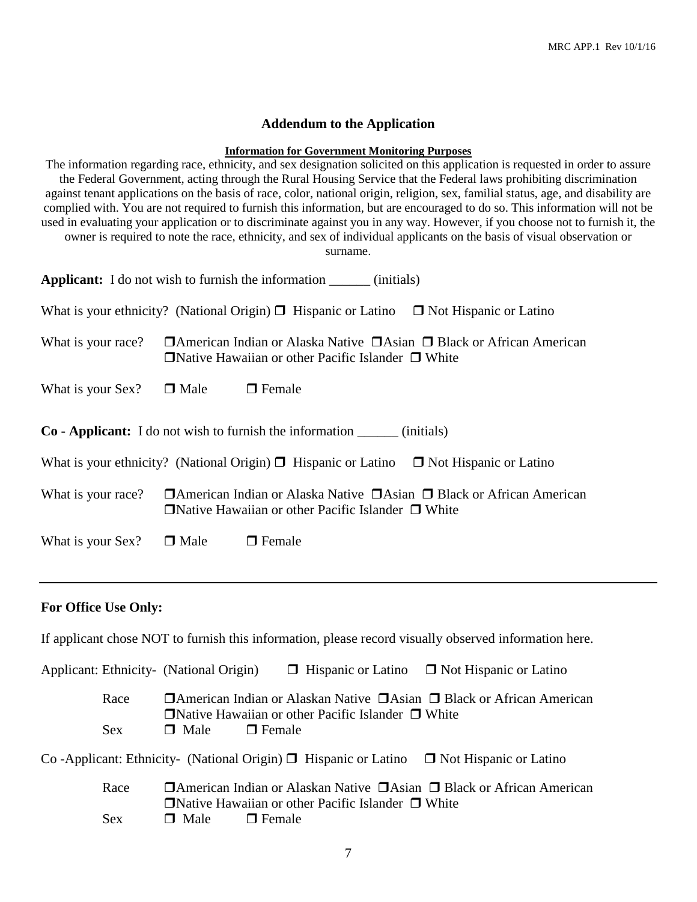## Addendum to the Application

**Information for Government Monitoring Purposes**

The information regarding race, ethnicity, and sex designation solicited on this application is requested in order to assure the Federal Government, acting through the Rural Housing Service that the Federal laws prohibiting discrimination against tenant applications on the basis of race, color, national origin, religion, sex, familial status, age, and disability are complied with. You are not required to furnish this information, but are encouraged to do so. This information will not be used in evaluating your application or to discriminate against you in any way. However, if you choose not to furnish it, the owner is required to note the race, ethnicity, and sex of individual applicants on the basis of visual observation or surname.

**Applicant:** I do not wish to furnish the information ______ (initials)

What is your ethnicity? (National Origin) ❒ Hispanic or Latino ❒ Not Hispanic or Latino

What is your race? ❒ American Indian or Alaska Native ❒ Asian ❒ Black or African American ❒ Native Hawaiian or other Pacific Islander ❒ White

What is your Sex? ❒ Male ❒ Female

**Co - Applicant:** I do not wish to furnish the information ______ (initials)

What is your ethnicity? (National Origin) ❒ Hispanic or Latino ❒ Not Hispanic or Latino

What is your race? ❒ American Indian or Alaska Native ❒ Asian ❒ Black or African American ❒ Native Hawaiian or other Pacific Islander ❒ White

What is your Sex? ❒ Male ❒ Female

---

**For Office Use Only:**

If applicant chose NOT to furnish this information, please record visually observed information here.

Applicant: Ethnicity- (National Origin) ❒ Hispanic or Latino ❒ Not Hispanic or Latino

Race ❒ American Indian or Alaskan Native ❒ Asian ❒ Black or African American ❒ Native Hawaiian or other Pacific Islander ❒ White

Sex ❒ Male ❒ Female

Co -Applicant: Ethnicity- (National Origin) ❒ Hispanic or Latino ❒ Not Hispanic or Latino

Race ❒ American Indian or Alaskan Native ❒ Asian ❒ Black or African American ❒ Native Hawaiian or other Pacific Islander ❒ White

Sex ❒ Male ❒ Female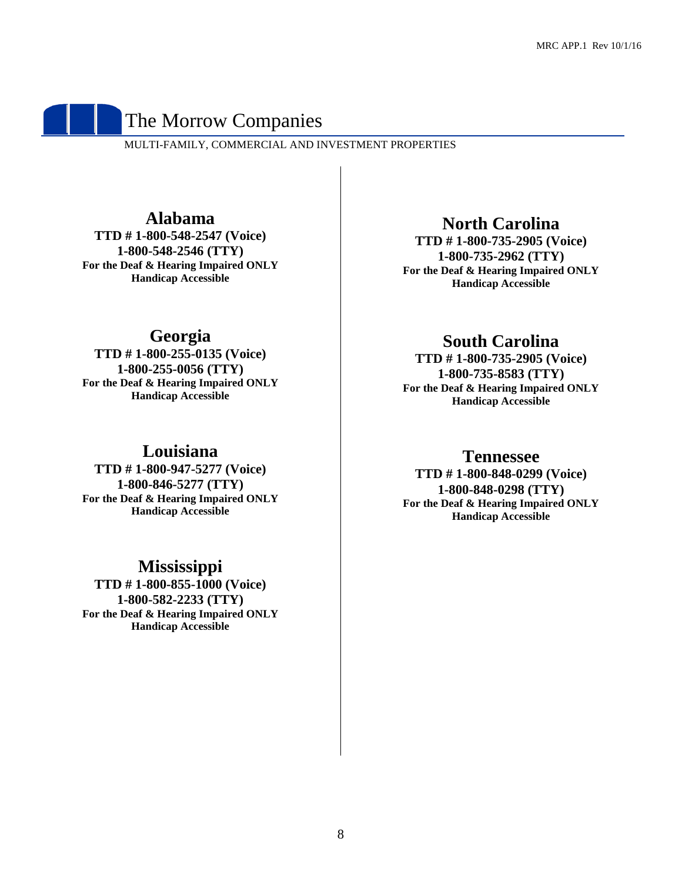# The Morrow Companies

MULTI-FAMILY, COMMERCIAL AND INVESTMENT PROPERTIES

## Alabama

**TTD # 1-800-548-2547 (Voice)**
**1-800-548-2546 (TTY)**
**For the Deaf & Hearing Impaired ONLY**
**Handicap Accessible**

## Georgia

**TTD # 1-800-255-0135 (Voice)**
**1-800-255-0056 (TTY)**
**For the Deaf & Hearing Impaired ONLY**
**Handicap Accessible**

## Louisiana

**TTD # 1-800-947-5277 (Voice)**
**1-800-846-5277 (TTY)**
**For the Deaf & Hearing Impaired ONLY**
**Handicap Accessible**

## Mississippi

**TTD # 1-800-855-1000 (Voice)**
**1-800-582-2233 (TTY)**
**For the Deaf & Hearing Impaired ONLY**
**Handicap Accessible**

## North Carolina

**TTD # 1-800-735-2905 (Voice)**
**1-800-735-2962 (TTY)**
**For the Deaf & Hearing Impaired ONLY**
**Handicap Accessible**

## South Carolina

**TTD # 1-800-735-2905 (Voice)**
**1-800-735-8583 (TTY)**
**For the Deaf & Hearing Impaired ONLY**
**Handicap Accessible**

## Tennessee

**TTD # 1-800-848-0299 (Voice)**
**1-800-848-0298 (TTY)**
**For the Deaf & Hearing Impaired ONLY**
**Handicap Accessible**